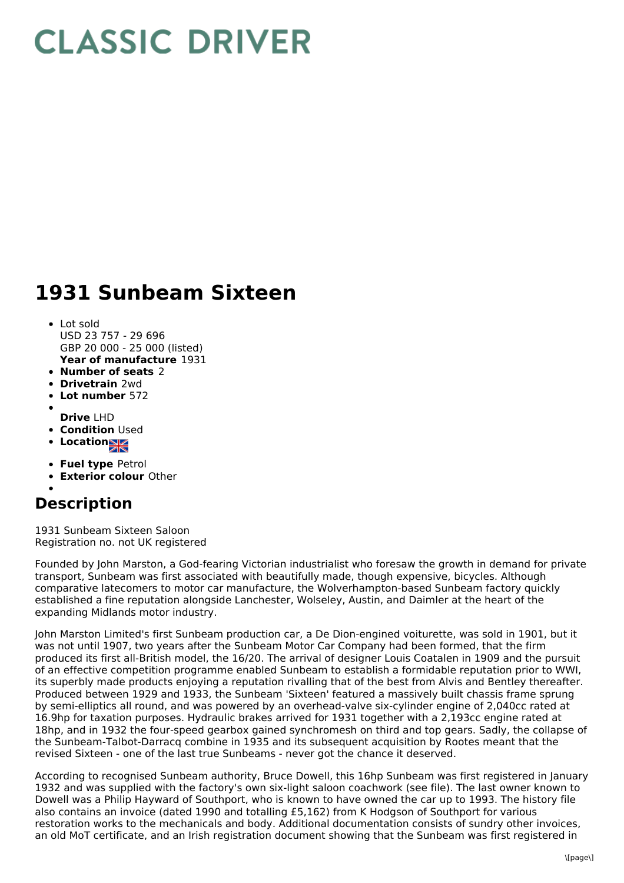# CLASSIC DRIVER

# 1931 Sunbeam Sixteen

- Lot sold
  USD 23 757 - 29 696
  GBP 20 000 - 25 000 (listed)
  **Year of manufacture** 1931
- **Number of seats** 2
- **Drivetrain** 2wd
- **Lot number** 572
- 
  **Drive** LHD
- **Condition** Used
- **Location**
- **Fuel type** Petrol
- **Exterior colour** Other
- 

## Description

1931 Sunbeam Sixteen Saloon
Registration no. not UK registered

Founded by John Marston, a God-fearing Victorian industrialist who foresaw the growth in demand for private transport, Sunbeam was first associated with beautifully made, though expensive, bicycles. Although comparative latecomers to motor car manufacture, the Wolverhampton-based Sunbeam factory quickly established a fine reputation alongside Lanchester, Wolseley, Austin, and Daimler at the heart of the expanding Midlands motor industry.

John Marston Limited's first Sunbeam production car, a De Dion-engined voiturette, was sold in 1901, but it was not until 1907, two years after the Sunbeam Motor Car Company had been formed, that the firm produced its first all-British model, the 16/20. The arrival of designer Louis Coatalen in 1909 and the pursuit of an effective competition programme enabled Sunbeam to establish a formidable reputation prior to WWI, its superbly made products enjoying a reputation rivalling that of the best from Alvis and Bentley thereafter. Produced between 1929 and 1933, the Sunbeam 'Sixteen' featured a massively built chassis frame sprung by semi-elliptics all round, and was powered by an overhead-valve six-cylinder engine of 2,040cc rated at 16.9hp for taxation purposes. Hydraulic brakes arrived for 1931 together with a 2,193cc engine rated at 18hp, and in 1932 the four-speed gearbox gained synchromesh on third and top gears. Sadly, the collapse of the Sunbeam-Talbot-Darracq combine in 1935 and its subsequent acquisition by Rootes meant that the revised Sixteen - one of the last true Sunbeams - never got the chance it deserved.

According to recognised Sunbeam authority, Bruce Dowell, this 16hp Sunbeam was first registered in January 1932 and was supplied with the factory's own six-light saloon coachwork (see file). The last owner known to Dowell was a Philip Hayward of Southport, who is known to have owned the car up to 1993. The history file also contains an invoice (dated 1990 and totalling £5,162) from K Hodgson of Southport for various restoration works to the mechanicals and body. Additional documentation consists of sundry other invoices, an old MoT certificate, and an Irish registration document showing that the Sunbeam was first registered in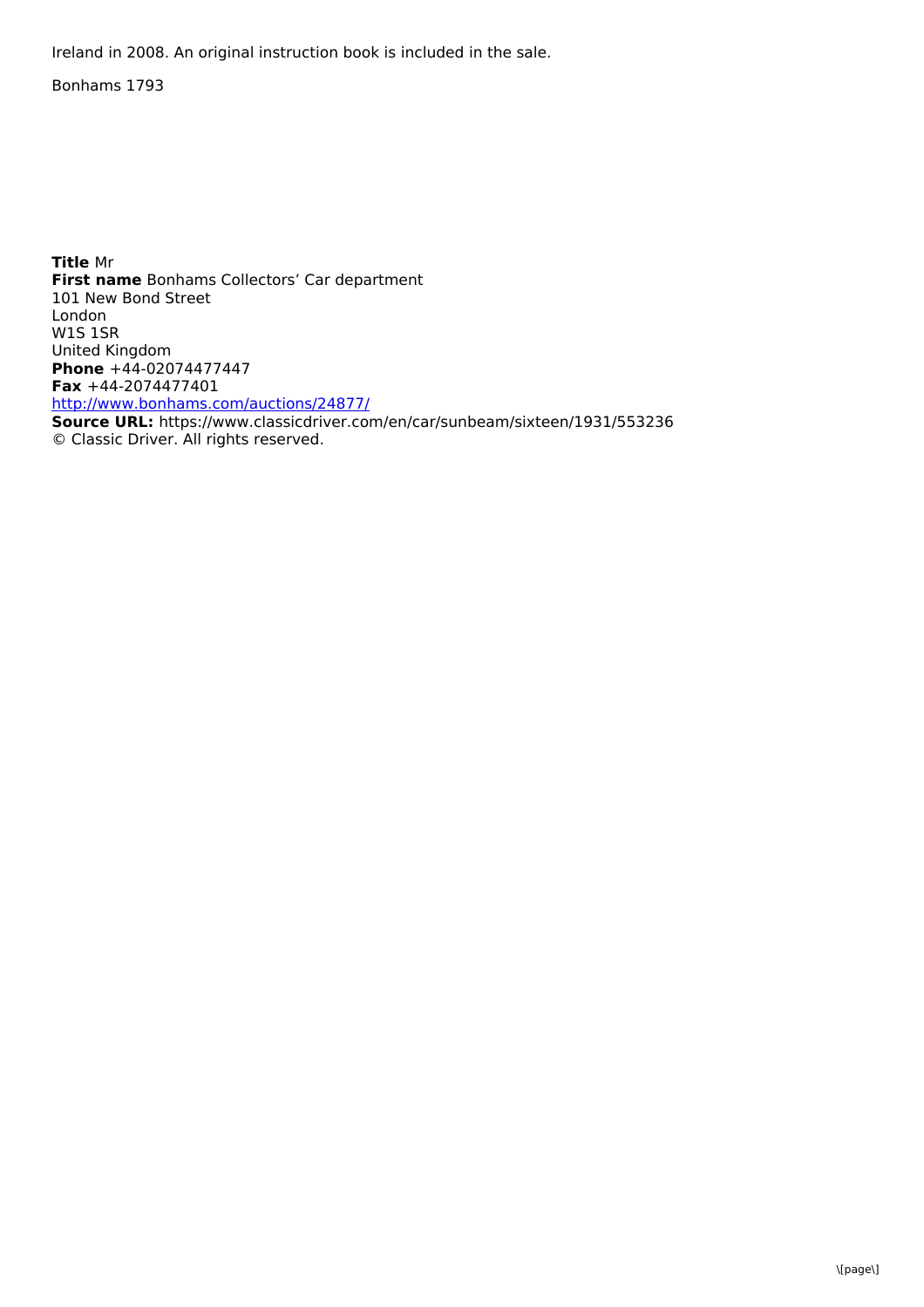Ireland in 2008. An original instruction book is included in the sale.

Bonhams 1793

**Title** Mr
**First name** Bonhams Collectors' Car department
101 New Bond Street
London
W1S 1SR
United Kingdom
**Phone** +44-02074477447
**Fax** +44-2074477401
http://www.bonhams.com/auctions/24877/
**Source URL:** https://www.classicdriver.com/en/car/sunbeam/sixteen/1931/553236
© Classic Driver. All rights reserved.